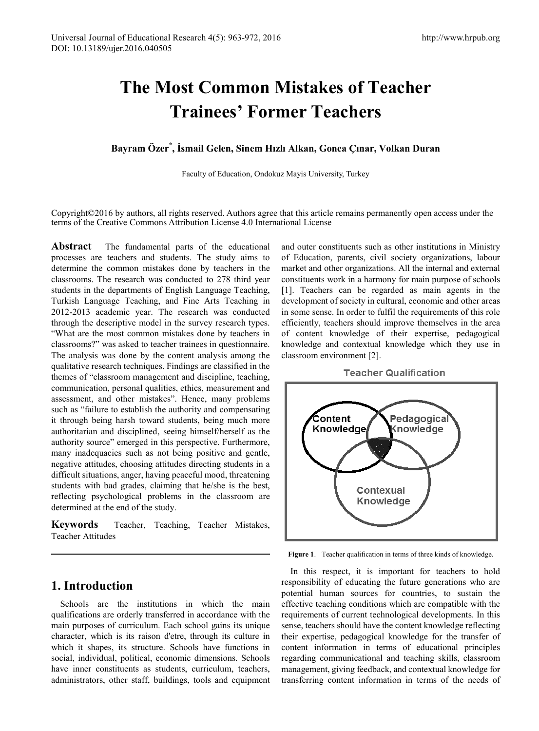# The Most Common Mistakes of Teacher Trainees' Former Teachers

**Bayram Özer[*], İsmail Gelen, Sinem Hızlı Alkan, Gonca Çınar, Volkan Duran**

Faculty of Education, Ondokuz Mayis University, Turkey

Copyright©2016 by authors, all rights reserved. Authors agree that this article remains permanently open access under the terms of the Creative Commons Attribution License 4.0 International License

**Abstract** The fundamental parts of the educational processes are teachers and students. The study aims to determine the common mistakes done by teachers in the classrooms. The research was conducted to 278 third year students in the departments of English Language Teaching, Turkish Language Teaching, and Fine Arts Teaching in 2012-2013 academic year. The research was conducted through the descriptive model in the survey research types. "What are the most common mistakes done by teachers in classrooms?" was asked to teacher trainees in questionnaire. The analysis was done by the content analysis among the qualitative research techniques. Findings are classified in the themes of "classroom management and discipline, teaching, communication, personal qualities, ethics, measurement and assessment, and other mistakes". Hence, many problems such as "failure to establish the authority and compensating it through being harsh toward students, being much more authoritarian and disciplined, seeing himself/herself as the authority source" emerged in this perspective. Furthermore, many inadequacies such as not being positive and gentle, negative attitudes, choosing attitudes directing students in a difficult situations, anger, having peaceful mood, threatening students with bad grades, claiming that he/she is the best, reflecting psychological problems in the classroom are determined at the end of the study.

**Keywords** Teacher, Teaching, Teacher Mistakes, Teacher Attitudes

## 1. Introduction

Schools are the institutions in which the main qualifications are orderly transferred in accordance with the main purposes of curriculum. Each school gains its unique character, which is its raison d'etre, through its culture in which it shapes, its structure. Schools have functions in social, individual, political, economic dimensions. Schools have inner constituents as students, curriculum, teachers, administrators, other staff, buildings, tools and equipment and outer constituents such as other institutions in Ministry of Education, parents, civil society organizations, labour market and other organizations. All the internal and external constituents work in a harmony for main purpose of schools [1]. Teachers can be regarded as main agents in the development of society in cultural, economic and other areas in some sense. In order to fulfil the requirements of this role efficiently, teachers should improve themselves in the area of content knowledge of their expertise, pedagogical knowledge and contextual knowledge which they use in classroom environment [2].

Teacher Qualification

Content Knowledge | Pedagogical Knowledge | Contexual Knowledge

**Figure 1**. Teacher qualification in terms of three kinds of knowledge.

In this respect, it is important for teachers to hold responsibility of educating the future generations who are potential human sources for countries, to sustain the effective teaching conditions which are compatible with the requirements of current technological developments. In this sense, teachers should have the content knowledge reflecting their expertise, pedagogical knowledge for the transfer of content information in terms of educational principles regarding communicational and teaching skills, classroom management, giving feedback, and contextual knowledge for transferring content information in terms of the needs of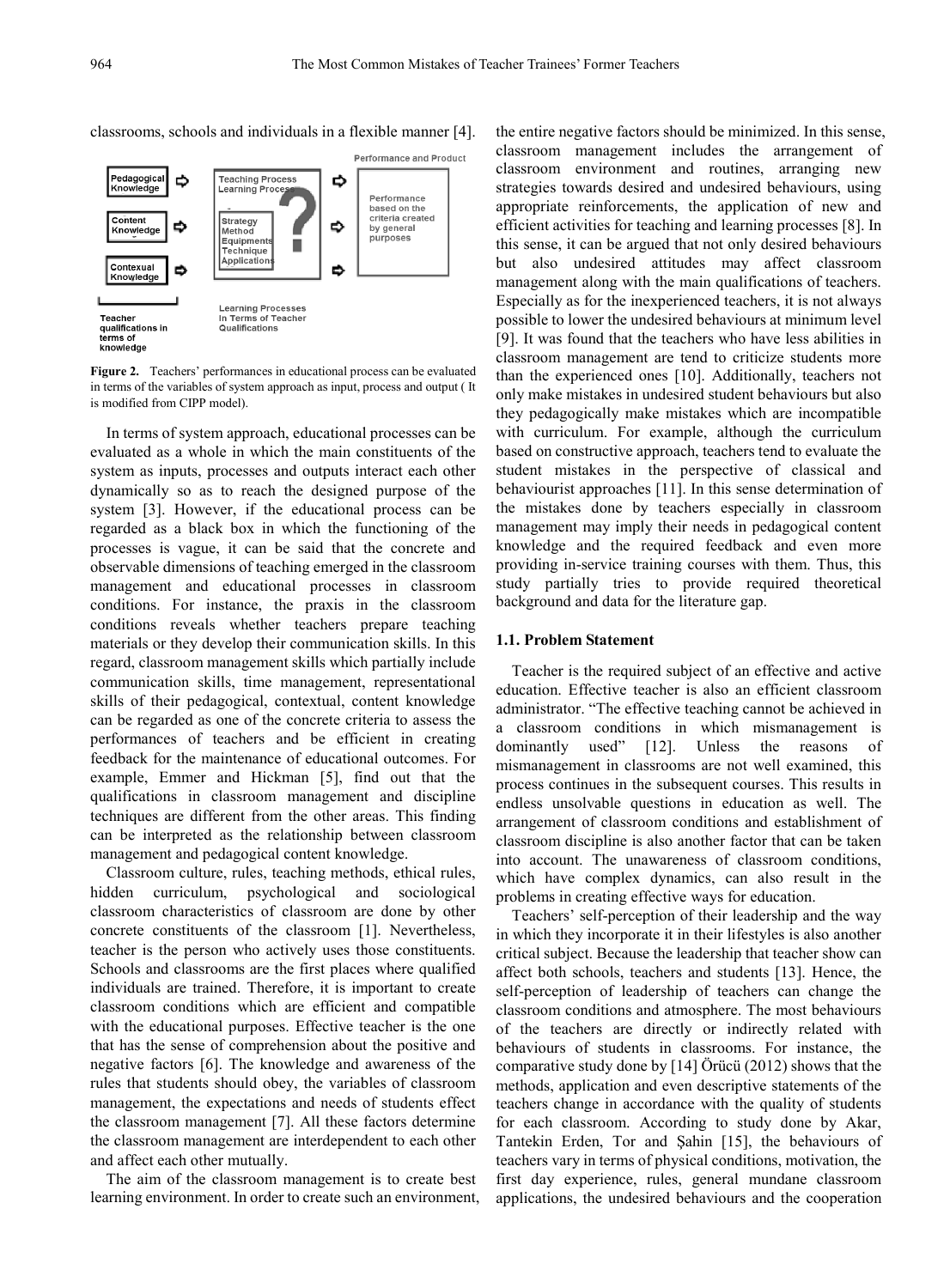classrooms, schools and individuals in a flexible manner [4].

**Figure 2.** Teachers' performances in educational process can be evaluated in terms of the variables of system approach as input, process and output ( It is modified from CIPP model).

In terms of system approach, educational processes can be evaluated as a whole in which the main constituents of the system as inputs, processes and outputs interact each other dynamically so as to reach the designed purpose of the system [3]. However, if the educational process can be regarded as a black box in which the functioning of the processes is vague, it can be said that the concrete and observable dimensions of teaching emerged in the classroom management and educational processes in classroom conditions. For instance, the praxis in the classroom conditions reveals whether teachers prepare teaching materials or they develop their communication skills. In this regard, classroom management skills which partially include communication skills, time management, representational skills of their pedagogical, contextual, content knowledge can be regarded as one of the concrete criteria to assess the performances of teachers and be efficient in creating feedback for the maintenance of educational outcomes. For example, Emmer and Hickman [5], find out that the qualifications in classroom management and discipline techniques are different from the other areas. This finding can be interpreted as the relationship between classroom management and pedagogical content knowledge.

Classroom culture, rules, teaching methods, ethical rules, hidden curriculum, psychological and sociological classroom characteristics of classroom are done by other concrete constituents of the classroom [1]. Nevertheless, teacher is the person who actively uses those constituents. Schools and classrooms are the first places where qualified individuals are trained. Therefore, it is important to create classroom conditions which are efficient and compatible with the educational purposes. Effective teacher is the one that has the sense of comprehension about the positive and negative factors [6]. The knowledge and awareness of the rules that students should obey, the variables of classroom management, the expectations and needs of students effect the classroom management [7]. All these factors determine the classroom management are interdependent to each other and affect each other mutually.

The aim of the classroom management is to create best learning environment. In order to create such an environment, the entire negative factors should be minimized. In this sense, classroom management includes the arrangement of classroom environment and routines, arranging new strategies towards desired and undesired behaviours, using appropriate reinforcements, the application of new and efficient activities for teaching and learning processes [8]. In this sense, it can be argued that not only desired behaviours but also undesired attitudes may affect classroom management along with the main qualifications of teachers. Especially as for the inexperienced teachers, it is not always possible to lower the undesired behaviours at minimum level [9]. It was found that the teachers who have less abilities in classroom management are tend to criticize students more than the experienced ones [10]. Additionally, teachers not only make mistakes in undesired student behaviours but also they pedagogically make mistakes which are incompatible with curriculum. For example, although the curriculum based on constructive approach, teachers tend to evaluate the student mistakes in the perspective of classical and behaviourist approaches [11]. In this sense determination of the mistakes done by teachers especially in classroom management may imply their needs in pedagogical content knowledge and the required feedback and even more providing in-service training courses with them. Thus, this study partially tries to provide required theoretical background and data for the literature gap.

### 1.1. Problem Statement

Teacher is the required subject of an effective and active education. Effective teacher is also an efficient classroom administrator. "The effective teaching cannot be achieved in a classroom conditions in which mismanagement is dominantly used" [12]. Unless the reasons of mismanagement in classrooms are not well examined, this process continues in the subsequent courses. This results in endless unsolvable questions in education as well. The arrangement of classroom conditions and establishment of classroom discipline is also another factor that can be taken into account. The unawareness of classroom conditions, which have complex dynamics, can also result in the problems in creating effective ways for education.

Teachers' self-perception of their leadership and the way in which they incorporate it in their lifestyles is also another critical subject. Because the leadership that teacher show can affect both schools, teachers and students [13]. Hence, the self-perception of leadership of teachers can change the classroom conditions and atmosphere. The most behaviours of the teachers are directly or indirectly related with behaviours of students in classrooms. For instance, the comparative study done by [14] Örücü (2012) shows that the methods, application and even descriptive statements of the teachers change in accordance with the quality of students for each classroom. According to study done by Akar, Tantekin Erden, Tor and Şahin [15], the behaviours of teachers vary in terms of physical conditions, motivation, the first day experience, rules, general mundane classroom applications, the undesired behaviours and the cooperation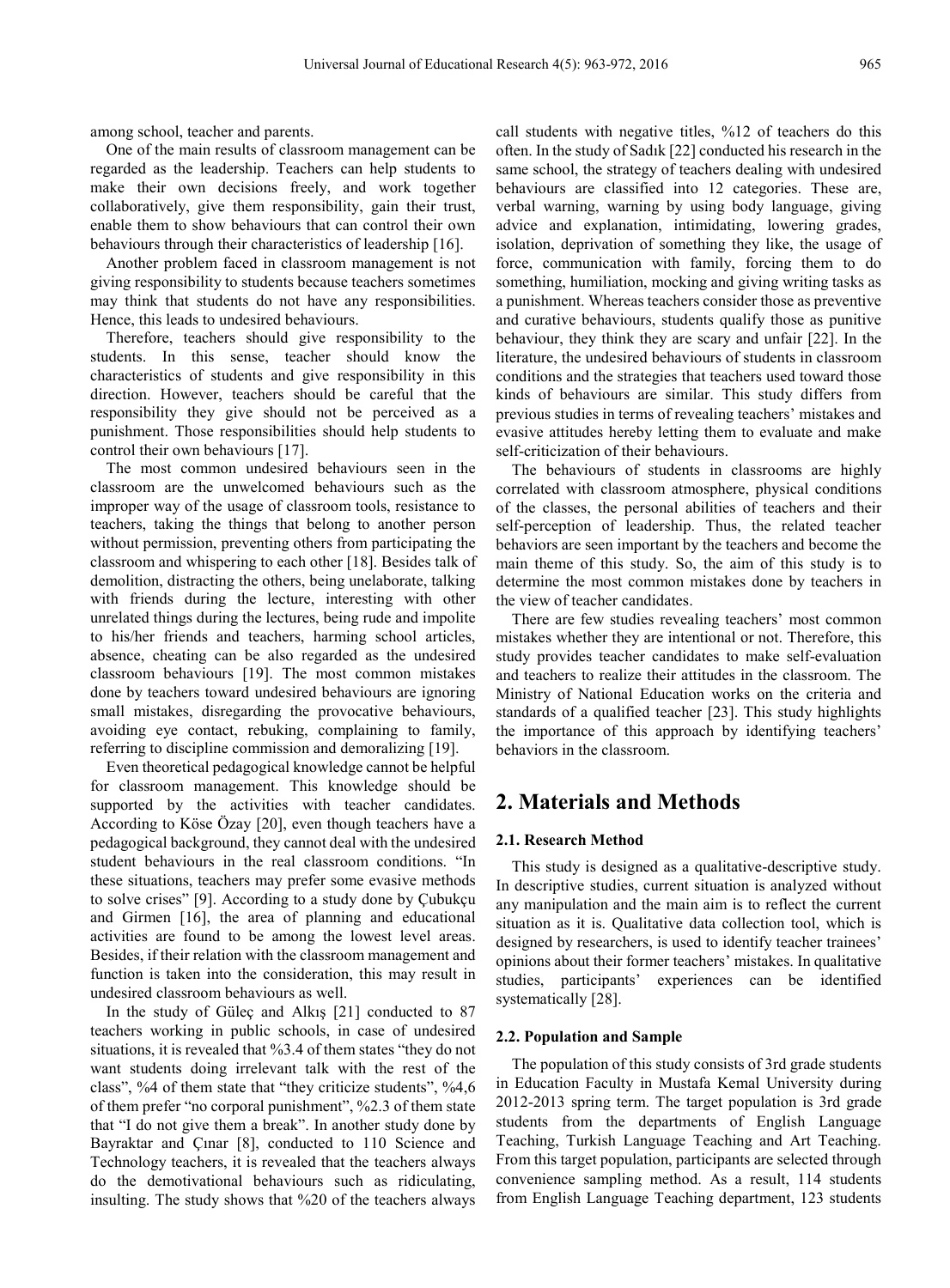among school, teacher and parents.

One of the main results of classroom management can be regarded as the leadership. Teachers can help students to make their own decisions freely, and work together collaboratively, give them responsibility, gain their trust, enable them to show behaviours that can control their own behaviours through their characteristics of leadership [16].

Another problem faced in classroom management is not giving responsibility to students because teachers sometimes may think that students do not have any responsibilities. Hence, this leads to undesired behaviours.

Therefore, teachers should give responsibility to the students. In this sense, teacher should know the characteristics of students and give responsibility in this direction. However, teachers should be careful that the responsibility they give should not be perceived as a punishment. Those responsibilities should help students to control their own behaviours [17].

The most common undesired behaviours seen in the classroom are the unwelcomed behaviours such as the improper way of the usage of classroom tools, resistance to teachers, taking the things that belong to another person without permission, preventing others from participating the classroom and whispering to each other [18]. Besides talk of demolition, distracting the others, being unelaborate, talking with friends during the lecture, interesting with other unrelated things during the lectures, being rude and impolite to his/her friends and teachers, harming school articles, absence, cheating can be also regarded as the undesired classroom behaviours [19]. The most common mistakes done by teachers toward undesired behaviours are ignoring small mistakes, disregarding the provocative behaviours, avoiding eye contact, rebuking, complaining to family, referring to discipline commission and demoralizing [19].

Even theoretical pedagogical knowledge cannot be helpful for classroom management. This knowledge should be supported by the activities with teacher candidates. According to Köse Özay [20], even though teachers have a pedagogical background, they cannot deal with the undesired student behaviours in the real classroom conditions. "In these situations, teachers may prefer some evasive methods to solve crises" [9]. According to a study done by Çubukçu and Girmen [16], the area of planning and educational activities are found to be among the lowest level areas. Besides, if their relation with the classroom management and function is taken into the consideration, this may result in undesired classroom behaviours as well.

In the study of Güleç and Alkış [21] conducted to 87 teachers working in public schools, in case of undesired situations, it is revealed that %3.4 of them states "they do not want students doing irrelevant talk with the rest of the class", %4 of them state that "they criticize students", %4,6 of them prefer "no corporal punishment", %2.3 of them state that "I do not give them a break". In another study done by Bayraktar and Çınar [8], conducted to 110 Science and Technology teachers, it is revealed that the teachers always do the demotivational behaviours such as ridiculating, insulting. The study shows that %20 of the teachers always call students with negative titles, %12 of teachers do this often. In the study of Sadık [22] conducted his research in the same school, the strategy of teachers dealing with undesired behaviours are classified into 12 categories. These are, verbal warning, warning by using body language, giving advice and explanation, intimidating, lowering grades, isolation, deprivation of something they like, the usage of force, communication with family, forcing them to do something, humiliation, mocking and giving writing tasks as a punishment. Whereas teachers consider those as preventive and curative behaviours, students qualify those as punitive behaviour, they think they are scary and unfair [22]. In the literature, the undesired behaviours of students in classroom conditions and the strategies that teachers used toward those kinds of behaviours are similar. This study differs from previous studies in terms of revealing teachers' mistakes and evasive attitudes hereby letting them to evaluate and make self-criticization of their behaviours.

The behaviours of students in classrooms are highly correlated with classroom atmosphere, physical conditions of the classes, the personal abilities of teachers and their self-perception of leadership. Thus, the related teacher behaviors are seen important by the teachers and become the main theme of this study. So, the aim of this study is to determine the most common mistakes done by teachers in the view of teacher candidates.

There are few studies revealing teachers' most common mistakes whether they are intentional or not. Therefore, this study provides teacher candidates to make self-evaluation and teachers to realize their attitudes in the classroom. The Ministry of National Education works on the criteria and standards of a qualified teacher [23]. This study highlights the importance of this approach by identifying teachers' behaviors in the classroom.

# 2. Materials and Methods

### 2.1. Research Method

This study is designed as a qualitative-descriptive study. In descriptive studies, current situation is analyzed without any manipulation and the main aim is to reflect the current situation as it is. Qualitative data collection tool, which is designed by researchers, is used to identify teacher trainees' opinions about their former teachers' mistakes. In qualitative studies, participants' experiences can be identified systematically [28].

### 2.2. Population and Sample

The population of this study consists of 3rd grade students in Education Faculty in Mustafa Kemal University during 2012-2013 spring term. The target population is 3rd grade students from the departments of English Language Teaching, Turkish Language Teaching and Art Teaching. From this target population, participants are selected through convenience sampling method. As a result, 114 students from English Language Teaching department, 123 students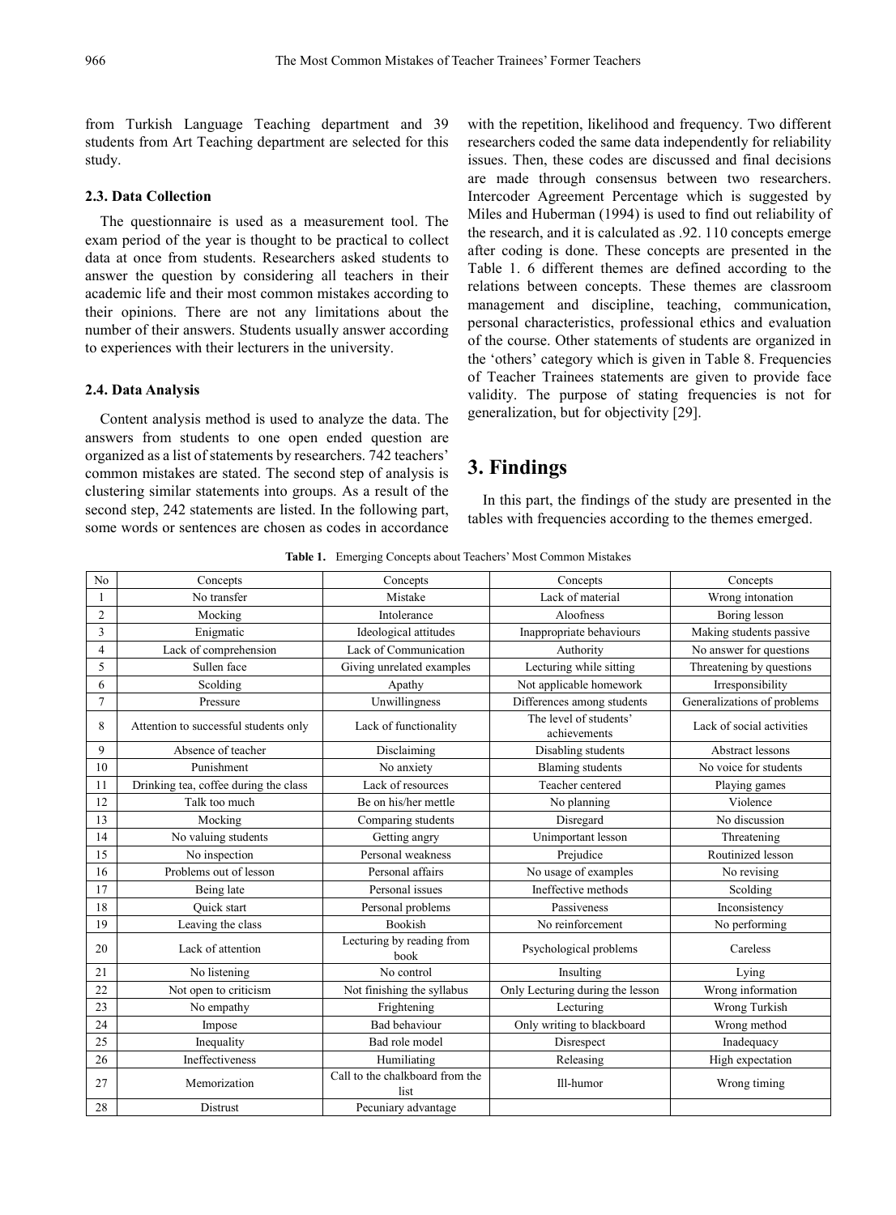from Turkish Language Teaching department and 39 students from Art Teaching department are selected for this study.

### 2.3. Data Collection

The questionnaire is used as a measurement tool. The exam period of the year is thought to be practical to collect data at once from students. Researchers asked students to answer the question by considering all teachers in their academic life and their most common mistakes according to their opinions. There are not any limitations about the number of their answers. Students usually answer according to experiences with their lecturers in the university.

### 2.4. Data Analysis

Content analysis method is used to analyze the data. The answers from students to one open ended question are organized as a list of statements by researchers. 742 teachers' common mistakes are stated. The second step of analysis is clustering similar statements into groups. As a result of the second step, 242 statements are listed. In the following part, some words or sentences are chosen as codes in accordance with the repetition, likelihood and frequency. Two different researchers coded the same data independently for reliability issues. Then, these codes are discussed and final decisions are made through consensus between two researchers. Intercoder Agreement Percentage which is suggested by Miles and Huberman (1994) is used to find out reliability of the research, and it is calculated as .92. 110 concepts emerge after coding is done. These concepts are presented in the Table 1. 6 different themes are defined according to the relations between concepts. These themes are classroom management and discipline, teaching, communication, personal characteristics, professional ethics and evaluation of the course. Other statements of students are organized in the 'others' category which is given in Table 8. Frequencies of Teacher Trainees statements are given to provide face validity. The purpose of stating frequencies is not for generalization, but for objectivity [29].

## 3. Findings

In this part, the findings of the study are presented in the tables with frequencies according to the themes emerged.

**Table 1.** Emerging Concepts about Teachers' Most Common Mistakes

| No | Concepts | Concepts | Concepts | Concepts |
|---|---|---|---|---|
| 1 | No transfer | Mistake | Lack of material | Wrong intonation |
| 2 | Mocking | Intolerance | Aloofness | Boring lesson |
| 3 | Enigmatic | Ideological attitudes | Inappropriate behaviours | Making students passive |
| 4 | Lack of comprehension | Lack of Communication | Authority | No answer for questions |
| 5 | Sullen face | Giving unrelated examples | Lecturing while sitting | Threatening by questions |
| 6 | Scolding | Apathy | Not applicable homework | Irresponsibility |
| 7 | Pressure | Unwillingness | Differences among students | Generalizations of problems |
| 8 | Attention to successful students only | Lack of functionality | The level of students' achievements | Lack of social activities |
| 9 | Absence of teacher | Disclaiming | Disabling students | Abstract lessons |
| 10 | Punishment | No anxiety | Blaming students | No voice for students |
| 11 | Drinking tea, coffee during the class | Lack of resources | Teacher centered | Playing games |
| 12 | Talk too much | Be on his/her mettle | No planning | Violence |
| 13 | Mocking | Comparing students | Disregard | No discussion |
| 14 | No valuing students | Getting angry | Unimportant lesson | Threatening |
| 15 | No inspection | Personal weakness | Prejudice | Routinized lesson |
| 16 | Problems out of lesson | Personal affairs | No usage of examples | No revising |
| 17 | Being late | Personal issues | Ineffective methods | Scolding |
| 18 | Quick start | Personal problems | Passiveness | Inconsistency |
| 19 | Leaving the class | Bookish | No reinforcement | No performing |
| 20 | Lack of attention | Lecturing by reading from book | Psychological problems | Careless |
| 21 | No listening | No control | Insulting | Lying |
| 22 | Not open to criticism | Not finishing the syllabus | Only Lecturing during the lesson | Wrong information |
| 23 | No empathy | Frightening | Lecturing | Wrong Turkish |
| 24 | Impose | Bad behaviour | Only writing to blackboard | Wrong method |
| 25 | Inequality | Bad role model | Disrespect | Inadequacy |
| 26 | Ineffectiveness | Humiliating | Releasing | High expectation |
| 27 | Memorization | Call to the chalkboard from the list | Ill-humor | Wrong timing |
| 28 | Distrust | Pecuniary advantage | | |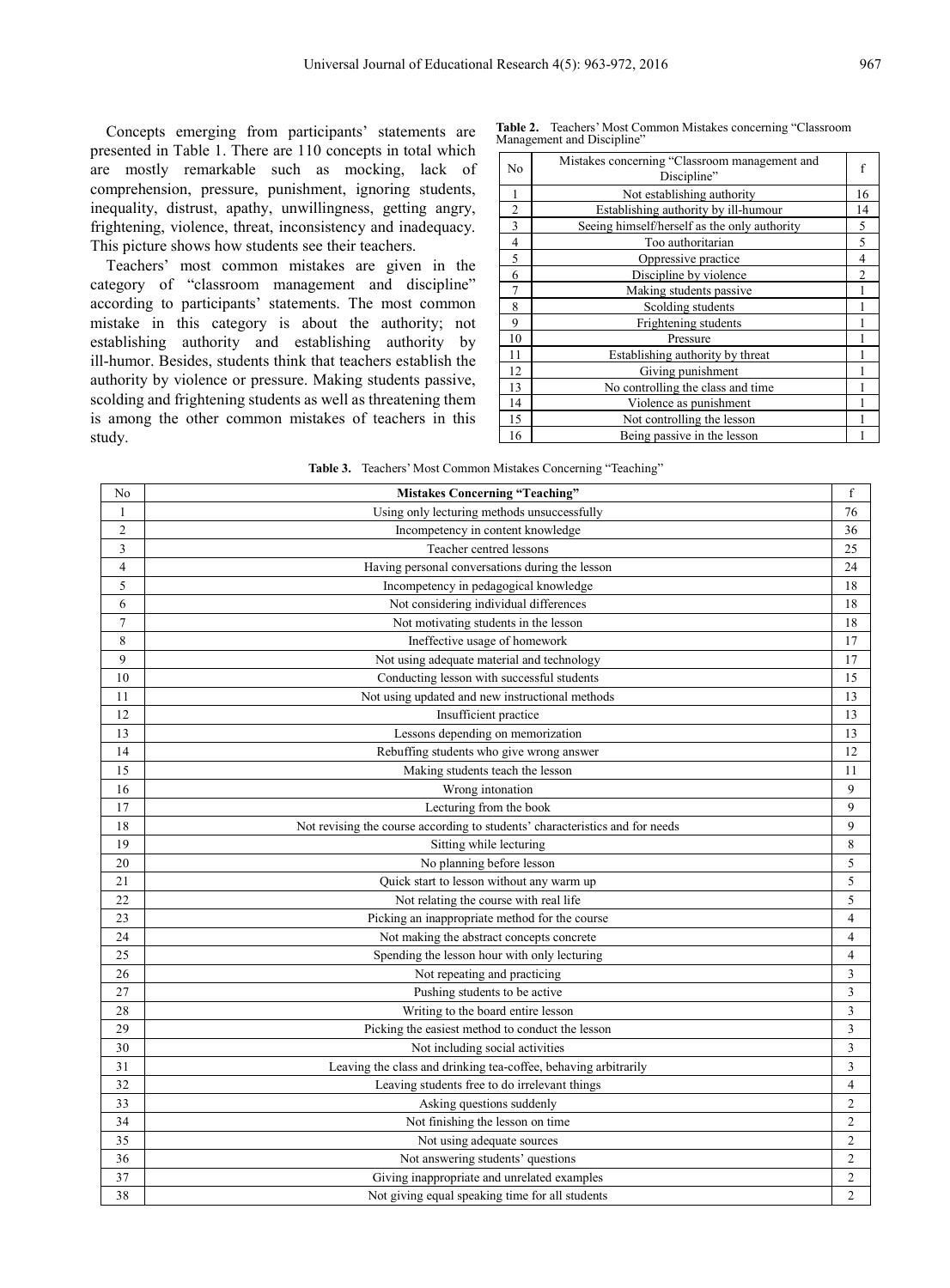Concepts emerging from participants' statements are presented in Table 1. There are 110 concepts in total which are mostly remarkable such as mocking, lack of comprehension, pressure, punishment, ignoring students, inequality, distrust, apathy, unwillingness, getting angry, frightening, violence, threat, inconsistency and inadequacy. This picture shows how students see their teachers.

Teachers' most common mistakes are given in the category of "classroom management and discipline" according to participants' statements. The most common mistake in this category is about the authority; not establishing authority and establishing authority by ill-humor. Besides, students think that teachers establish the authority by violence or pressure. Making students passive, scolding and frightening students as well as threatening them is among the other common mistakes of teachers in this study.

**Table 2.** Teachers' Most Common Mistakes concerning "Classroom Management and Discipline"

| No | Mistakes concerning "Classroom management and Discipline" | f |
|---|---|---|
| 1 | Not establishing authority | 16 |
| 2 | Establishing authority by ill-humour | 14 |
| 3 | Seeing himself/herself as the only authority | 5 |
| 4 | Too authoritarian | 5 |
| 5 | Oppressive practice | 4 |
| 6 | Discipline by violence | 2 |
| 7 | Making students passive | 1 |
| 8 | Scolding students | 1 |
| 9 | Frightening students | 1 |
| 10 | Pressure | 1 |
| 11 | Establishing authority by threat | 1 |
| 12 | Giving punishment | 1 |
| 13 | No controlling the class and time | 1 |
| 14 | Violence as punishment | 1 |
| 15 | Not controlling the lesson | 1 |
| 16 | Being passive in the lesson | 1 |

**Table 3.** Teachers' Most Common Mistakes Concerning "Teaching"

| No | **Mistakes Concerning "Teaching"** | f |
|---|---|---|
| 1 | Using only lecturing methods unsuccessfully | 76 |
| 2 | Incompetency in content knowledge | 36 |
| 3 | Teacher centred lessons | 25 |
| 4 | Having personal conversations during the lesson | 24 |
| 5 | Incompetency in pedagogical knowledge | 18 |
| 6 | Not considering individual differences | 18 |
| 7 | Not motivating students in the lesson | 18 |
| 8 | Ineffective usage of homework | 17 |
| 9 | Not using adequate material and technology | 17 |
| 10 | Conducting lesson with successful students | 15 |
| 11 | Not using updated and new instructional methods | 13 |
| 12 | Insufficient practice | 13 |
| 13 | Lessons depending on memorization | 13 |
| 14 | Rebuffing students who give wrong answer | 12 |
| 15 | Making students teach the lesson | 11 |
| 16 | Wrong intonation | 9 |
| 17 | Lecturing from the book | 9 |
| 18 | Not revising the course according to students' characteristics and for needs | 9 |
| 19 | Sitting while lecturing | 8 |
| 20 | No planning before lesson | 5 |
| 21 | Quick start to lesson without any warm up | 5 |
| 22 | Not relating the course with real life | 5 |
| 23 | Picking an inappropriate method for the course | 4 |
| 24 | Not making the abstract concepts concrete | 4 |
| 25 | Spending the lesson hour with only lecturing | 4 |
| 26 | Not repeating and practicing | 3 |
| 27 | Pushing students to be active | 3 |
| 28 | Writing to the board entire lesson | 3 |
| 29 | Picking the easiest method to conduct the lesson | 3 |
| 30 | Not including social activities | 3 |
| 31 | Leaving the class and drinking tea-coffee, behaving arbitrarily | 3 |
| 32 | Leaving students free to do irrelevant things | 4 |
| 33 | Asking questions suddenly | 2 |
| 34 | Not finishing the lesson on time | 2 |
| 35 | Not using adequate sources | 2 |
| 36 | Not answering students' questions | 2 |
| 37 | Giving inappropriate and unrelated examples | 2 |
| 38 | Not giving equal speaking time for all students | 2 |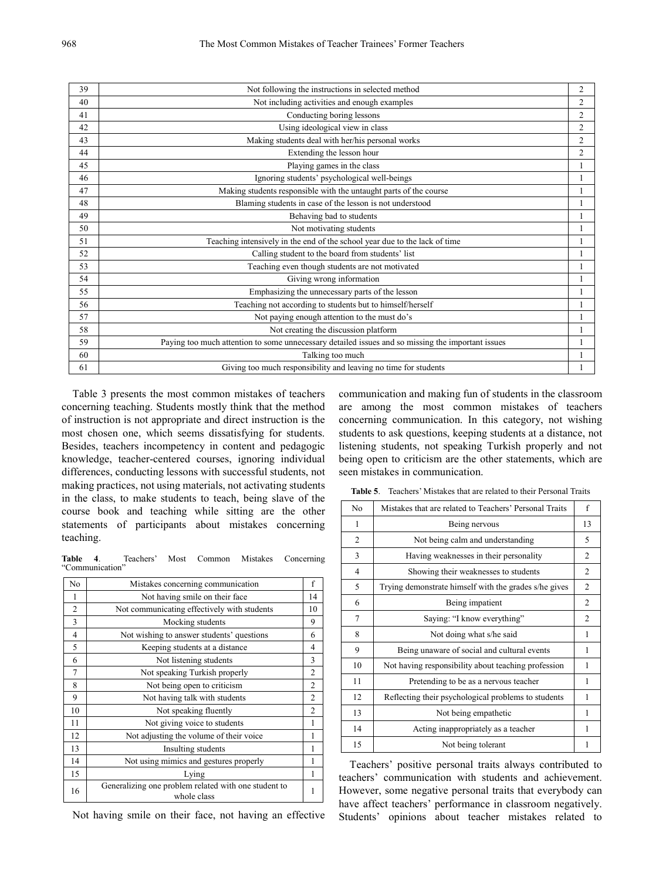| 39 | Not following the instructions in selected method | 2 |
|---|---|---|
| 40 | Not including activities and enough examples | 2 |
| 41 | Conducting boring lessons | 2 |
| 42 | Using ideological view in class | 2 |
| 43 | Making students deal with her/his personal works | 2 |
| 44 | Extending the lesson hour | 2 |
| 45 | Playing games in the class | 1 |
| 46 | Ignoring students' psychological well-beings | 1 |
| 47 | Making students responsible with the untaught parts of the course | 1 |
| 48 | Blaming students in case of the lesson is not understood | 1 |
| 49 | Behaving bad to students | 1 |
| 50 | Not motivating students | 1 |
| 51 | Teaching intensively in the end of the school year due to the lack of time | 1 |
| 52 | Calling student to the board from students' list | 1 |
| 53 | Teaching even though students are not motivated | 1 |
| 54 | Giving wrong information | 1 |
| 55 | Emphasizing the unnecessary parts of the lesson | 1 |
| 56 | Teaching not according to students but to himself/herself | 1 |
| 57 | Not paying enough attention to the must do's | 1 |
| 58 | Not creating the discussion platform | 1 |
| 59 | Paying too much attention to some unnecessary detailed issues and so missing the important issues | 1 |
| 60 | Talking too much | 1 |
| 61 | Giving too much responsibility and leaving no time for students | 1 |

Table 3 presents the most common mistakes of teachers concerning teaching. Students mostly think that the method of instruction is not appropriate and direct instruction is the most chosen one, which seems dissatisfying for students. Besides, teachers incompetency in content and pedagogic knowledge, teacher-centered courses, ignoring individual differences, conducting lessons with successful students, not making practices, not using materials, not activating students in the class, to make students to teach, being slave of the course book and teaching while sitting are the other statements of participants about mistakes concerning teaching.

**Table 4**. Teachers' Most Common Mistakes Concerning "Communication"

| No | Mistakes concerning communication | f |
|---|---|---|
| 1 | Not having smile on their face | 14 |
| 2 | Not communicating effectively with students | 10 |
| 3 | Mocking students | 9 |
| 4 | Not wishing to answer students' questions | 6 |
| 5 | Keeping students at a distance | 4 |
| 6 | Not listening students | 3 |
| 7 | Not speaking Turkish properly | 2 |
| 8 | Not being open to criticism | 2 |
| 9 | Not having talk with students | 2 |
| 10 | Not speaking fluently | 2 |
| 11 | Not giving voice to students | 1 |
| 12 | Not adjusting the volume of their voice | 1 |
| 13 | Insulting students | 1 |
| 14 | Not using mimics and gestures properly | 1 |
| 15 | Lying | 1 |
| 16 | Generalizing one problem related with one student to whole class | 1 |

Not having smile on their face, not having an effective communication and making fun of students in the classroom are among the most common mistakes of teachers concerning communication. In this category, not wishing students to ask questions, keeping students at a distance, not listening students, not speaking Turkish properly and not being open to criticism are the other statements, which are seen mistakes in communication.

**Table 5**. Teachers' Mistakes that are related to their Personal Traits

| No | Mistakes that are related to Teachers' Personal Traits | f |
|---|---|---|
| 1 | Being nervous | 13 |
| 2 | Not being calm and understanding | 5 |
| 3 | Having weaknesses in their personality | 2 |
| 4 | Showing their weaknesses to students | 2 |
| 5 | Trying demonstrate himself with the grades s/he gives | 2 |
| 6 | Being impatient | 2 |
| 7 | Saying: "I know everything" | 2 |
| 8 | Not doing what s/he said | 1 |
| 9 | Being unaware of social and cultural events | 1 |
| 10 | Not having responsibility about teaching profession | 1 |
| 11 | Pretending to be as a nervous teacher | 1 |
| 12 | Reflecting their psychological problems to students | 1 |
| 13 | Not being empathetic | 1 |
| 14 | Acting inappropriately as a teacher | 1 |
| 15 | Not being tolerant | 1 |

Teachers' positive personal traits always contributed to teachers' communication with students and achievement. However, some negative personal traits that everybody can have affect teachers' performance in classroom negatively. Students' opinions about teacher mistakes related to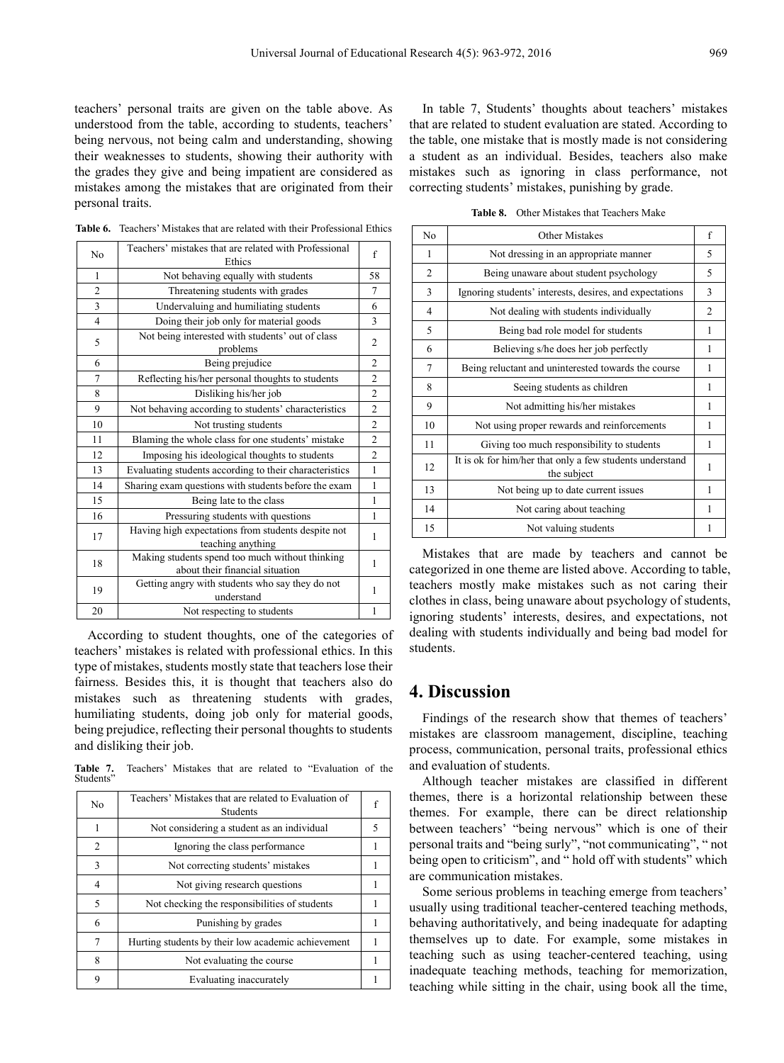teachers' personal traits are given on the table above. As understood from the table, according to students, teachers' being nervous, not being calm and understanding, showing their weaknesses to students, showing their authority with the grades they give and being impatient are considered as mistakes among the mistakes that are originated from their personal traits.

**Table 6.** Teachers' Mistakes that are related with their Professional Ethics

| No | Teachers' mistakes that are related with Professional Ethics | f |
|---|---|---|
| 1 | Not behaving equally with students | 58 |
| 2 | Threatening students with grades | 7 |
| 3 | Undervaluing and humiliating students | 6 |
| 4 | Doing their job only for material goods | 3 |
| 5 | Not being interested with students' out of class problems | 2 |
| 6 | Being prejudice | 2 |
| 7 | Reflecting his/her personal thoughts to students | 2 |
| 8 | Disliking his/her job | 2 |
| 9 | Not behaving according to students' characteristics | 2 |
| 10 | Not trusting students | 2 |
| 11 | Blaming the whole class for one students' mistake | 2 |
| 12 | Imposing his ideological thoughts to students | 2 |
| 13 | Evaluating students according to their characteristics | 1 |
| 14 | Sharing exam questions with students before the exam | 1 |
| 15 | Being late to the class | 1 |
| 16 | Pressuring students with questions | 1 |
| 17 | Having high expectations from students despite not teaching anything | 1 |
| 18 | Making students spend too much without thinking about their financial situation | 1 |
| 19 | Getting angry with students who say they do not understand | 1 |
| 20 | Not respecting to students | 1 |

According to student thoughts, one of the categories of teachers' mistakes is related with professional ethics. In this type of mistakes, students mostly state that teachers lose their fairness. Besides this, it is thought that teachers also do mistakes such as threatening students with grades, humiliating students, doing job only for material goods, being prejudice, reflecting their personal thoughts to students and disliking their job.

**Table 7.** Teachers' Mistakes that are related to "Evaluation of the Students"

| No | Teachers' Mistakes that are related to Evaluation of Students | f |
|---|---|---|
| 1 | Not considering a student as an individual | 5 |
| 2 | Ignoring the class performance | 1 |
| 3 | Not correcting students' mistakes | 1 |
| 4 | Not giving research questions | 1 |
| 5 | Not checking the responsibilities of students | 1 |
| 6 | Punishing by grades | 1 |
| 7 | Hurting students by their low academic achievement | 1 |
| 8 | Not evaluating the course | 1 |
| 9 | Evaluating inaccurately | 1 |

In table 7, Students' thoughts about teachers' mistakes that are related to student evaluation are stated. According to the table, one mistake that is mostly made is not considering a student as an individual. Besides, teachers also make mistakes such as ignoring in class performance, not correcting students' mistakes, punishing by grade.

**Table 8.** Other Mistakes that Teachers Make

| No | Other Mistakes | f |
|---|---|---|
| 1 | Not dressing in an appropriate manner | 5 |
| 2 | Being unaware about student psychology | 5 |
| 3 | Ignoring students' interests, desires, and expectations | 3 |
| 4 | Not dealing with students individually | 2 |
| 5 | Being bad role model for students | 1 |
| 6 | Believing s/he does her job perfectly | 1 |
| 7 | Being reluctant and uninterested towards the course | 1 |
| 8 | Seeing students as children | 1 |
| 9 | Not admitting his/her mistakes | 1 |
| 10 | Not using proper rewards and reinforcements | 1 |
| 11 | Giving too much responsibility to students | 1 |
| 12 | It is ok for him/her that only a few students understand the subject | 1 |
| 13 | Not being up to date current issues | 1 |
| 14 | Not caring about teaching | 1 |
| 15 | Not valuing students | 1 |

Mistakes that are made by teachers and cannot be categorized in one theme are listed above. According to table, teachers mostly make mistakes such as not caring their clothes in class, being unaware about psychology of students, ignoring students' interests, desires, and expectations, not dealing with students individually and being bad model for students.

# 4. Discussion

Findings of the research show that themes of teachers' mistakes are classroom management, discipline, teaching process, communication, personal traits, professional ethics and evaluation of students.

Although teacher mistakes are classified in different themes, there is a horizontal relationship between these themes. For example, there can be direct relationship between teachers' "being nervous" which is one of their personal traits and "being surly", "not communicating", " not being open to criticism", and " hold off with students" which are communication mistakes.

Some serious problems in teaching emerge from teachers' usually using traditional teacher-centered teaching methods, behaving authoritatively, and being inadequate for adapting themselves up to date. For example, some mistakes in teaching such as using teacher-centered teaching, using inadequate teaching methods, teaching for memorization, teaching while sitting in the chair, using book all the time,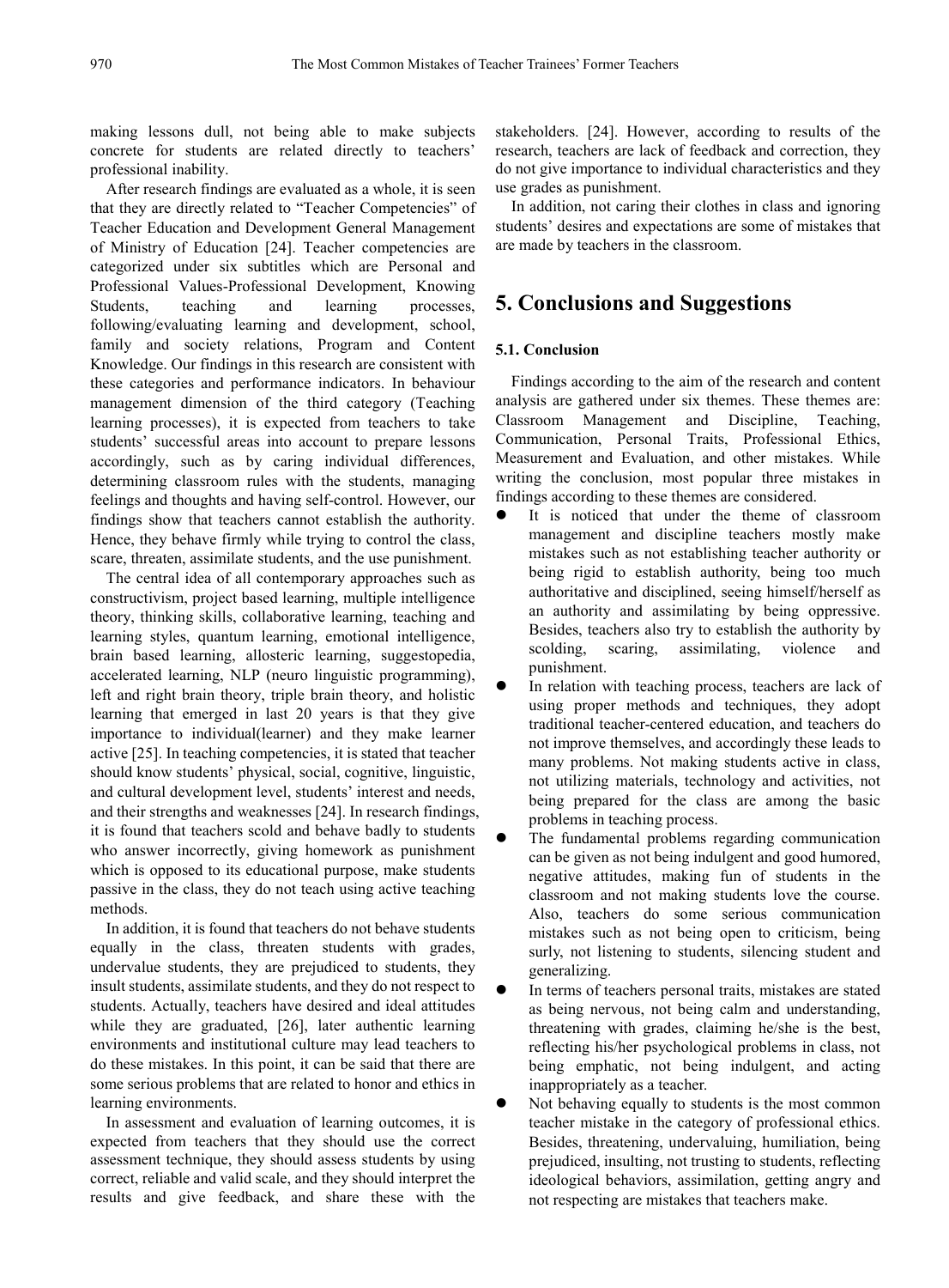making lessons dull, not being able to make subjects concrete for students are related directly to teachers' professional inability.

After research findings are evaluated as a whole, it is seen that they are directly related to "Teacher Competencies" of Teacher Education and Development General Management of Ministry of Education [24]. Teacher competencies are categorized under six subtitles which are Personal and Professional Values-Professional Development, Knowing Students, teaching and learning processes, following/evaluating learning and development, school, family and society relations, Program and Content Knowledge. Our findings in this research are consistent with these categories and performance indicators. In behaviour management dimension of the third category (Teaching learning processes), it is expected from teachers to take students' successful areas into account to prepare lessons accordingly, such as by caring individual differences, determining classroom rules with the students, managing feelings and thoughts and having self-control. However, our findings show that teachers cannot establish the authority. Hence, they behave firmly while trying to control the class, scare, threaten, assimilate students, and the use punishment.

The central idea of all contemporary approaches such as constructivism, project based learning, multiple intelligence theory, thinking skills, collaborative learning, teaching and learning styles, quantum learning, emotional intelligence, brain based learning, allosteric learning, suggestopedia, accelerated learning, NLP (neuro linguistic programming), left and right brain theory, triple brain theory, and holistic learning that emerged in last 20 years is that they give importance to individual(learner) and they make learner active [25]. In teaching competencies, it is stated that teacher should know students' physical, social, cognitive, linguistic, and cultural development level, students' interest and needs, and their strengths and weaknesses [24]. In research findings, it is found that teachers scold and behave badly to students who answer incorrectly, giving homework as punishment which is opposed to its educational purpose, make students passive in the class, they do not teach using active teaching methods.

In addition, it is found that teachers do not behave students equally in the class, threaten students with grades, undervalue students, they are prejudiced to students, they insult students, assimilate students, and they do not respect to students. Actually, teachers have desired and ideal attitudes while they are graduated, [26], later authentic learning environments and institutional culture may lead teachers to do these mistakes. In this point, it can be said that there are some serious problems that are related to honor and ethics in learning environments.

In assessment and evaluation of learning outcomes, it is expected from teachers that they should use the correct assessment technique, they should assess students by using correct, reliable and valid scale, and they should interpret the results and give feedback, and share these with the stakeholders. [24]. However, according to results of the research, teachers are lack of feedback and correction, they do not give importance to individual characteristics and they use grades as punishment.

In addition, not caring their clothes in class and ignoring students' desires and expectations are some of mistakes that are made by teachers in the classroom.

## 5. Conclusions and Suggestions

### 5.1. Conclusion

Findings according to the aim of the research and content analysis are gathered under six themes. These themes are: Classroom Management and Discipline, Teaching, Communication, Personal Traits, Professional Ethics, Measurement and Evaluation, and other mistakes. While writing the conclusion, most popular three mistakes in findings according to these themes are considered.

- It is noticed that under the theme of classroom management and discipline teachers mostly make mistakes such as not establishing teacher authority or being rigid to establish authority, being too much authoritative and disciplined, seeing himself/herself as an authority and assimilating by being oppressive. Besides, teachers also try to establish the authority by scolding, scaring, assimilating, violence and punishment.
- In relation with teaching process, teachers are lack of using proper methods and techniques, they adopt traditional teacher-centered education, and teachers do not improve themselves, and accordingly these leads to many problems. Not making students active in class, not utilizing materials, technology and activities, not being prepared for the class are among the basic problems in teaching process.
- The fundamental problems regarding communication can be given as not being indulgent and good humored, negative attitudes, making fun of students in the classroom and not making students love the course. Also, teachers do some serious communication mistakes such as not being open to criticism, being surly, not listening to students, silencing student and generalizing.
- In terms of teachers personal traits, mistakes are stated as being nervous, not being calm and understanding, threatening with grades, claiming he/she is the best, reflecting his/her psychological problems in class, not being emphatic, not being indulgent, and acting inappropriately as a teacher.
- Not behaving equally to students is the most common teacher mistake in the category of professional ethics. Besides, threatening, undervaluing, humiliation, being prejudiced, insulting, not trusting to students, reflecting ideological behaviors, assimilation, getting angry and not respecting are mistakes that teachers make.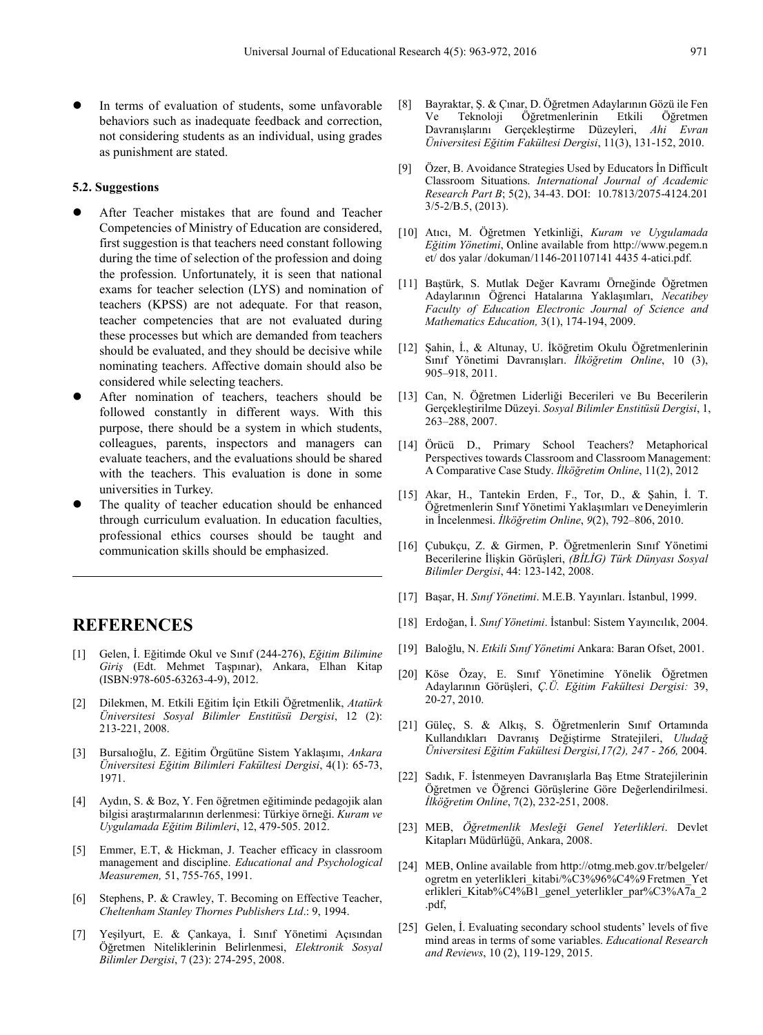- In terms of evaluation of students, some unfavorable behaviors such as inadequate feedback and correction, not considering students as an individual, using grades as punishment are stated.

### 5.2. Suggestions

- After Teacher mistakes that are found and Teacher Competencies of Ministry of Education are considered, first suggestion is that teachers need constant following during the time of selection of the profession and doing the profession. Unfortunately, it is seen that national exams for teacher selection (LYS) and nomination of teachers (KPSS) are not adequate. For that reason, teacher competencies that are not evaluated during these processes but which are demanded from teachers should be evaluated, and they should be decisive while nominating teachers. Affective domain should also be considered while selecting teachers.
- After nomination of teachers, teachers should be followed constantly in different ways. With this purpose, there should be a system in which students, colleagues, parents, inspectors and managers can evaluate teachers, and the evaluations should be shared with the teachers. This evaluation is done in some universities in Turkey.
- The quality of teacher education should be enhanced through curriculum evaluation. In education faculties, professional ethics courses should be taught and communication skills should be emphasized.

---

## REFERENCES

[1] Gelen, İ. Eğitimde Okul ve Sınıf (244-276), *Eğitim Bilimine Giriş* (Edt. Mehmet Taşpınar), Ankara, Elhan Kitap (ISBN:978-605-63263-4-9), 2012.

[2] Dilekmen, M. Etkili Eğitim İçin Etkili Öğretmenlik, *Atatürk Üniversitesi Sosyal Bilimler Enstitüsü Dergisi*, 12 (2): 213-221, 2008.

[3] Bursalıoğlu, Z. Eğitim Örgütüne Sistem Yaklaşımı, *Ankara Üniversitesi Eğitim Bilimleri Fakültesi Dergisi*, 4(1): 65-73, 1971.

[4] Aydın, S. & Boz, Y. Fen öğretmen eğitiminde pedagojik alan bilgisi araştırmalarının derlenmesi: Türkiye örneği. *Kuram ve Uygulamada Eğitim Bilimleri*, 12, 479-505. 2012.

[5] Emmer, E.T, & Hickman, J. Teacher efficacy in classroom management and discipline. *Educational and Psychological Measuremen,* 51, 755-765, 1991.

[6] Stephens, P. & Crawley, T. Becoming on Effective Teacher, *Cheltenham Stanley Thornes Publishers Ltd*.: 9, 1994.

[7] Yeşilyurt, E. & Çankaya, İ. Sınıf Yönetimi Açısından Öğretmen Niteliklerinin Belirlenmesi, *Elektronik Sosyal Bilimler Dergisi*, 7 (23): 274-295, 2008.

[8] Bayraktar, Ş. & Çınar, D. Öğretmen Adaylarının Gözü ile Fen Ve Teknoloji Öğretmenlerinin Etkili Öğretmen Davranışlarını Gerçekleştirme Düzeyleri, *Ahi Evran Üniversitesi Eğitim Fakültesi Dergisi*, 11(3), 131-152, 2010.

[9] Özer, B. Avoidance Strategies Used by Educators İn Difficult Classroom Situations. *International Journal of Academic Research Part B*; 5(2), 34-43. DOI: 10.7813/2075-4124.2013/5-2/B.5, (2013).

[10] Atıcı, M. Öğretmen Yetkinliği, *Kuram ve Uygulamada Eğitim Yönetimi*, Online available from http://www.pegem.net/ dos yalar /dokuman/1146-201107141 4435 4-atici.pdf.

[11] Baştürk, S. Mutlak Değer Kavramı Örneğinde Öğretmen Adaylarının Öğrenci Hatalarına Yaklaşımları, *Necatibey Faculty of Education Electronic Journal of Science and Mathematics Education,* 3(1), 174-194, 2009.

[12] Şahin, İ., & Altunay, U. İköğretim Okulu Öğretmenlerinin Sınıf Yönetimi Davranışları. *İlköğretim Online*, 10 (3), 905–918, 2011.

[13] Can, N. Öğretmen Liderliği Becerileri ve Bu Becerilerin Gerçekleştirilme Düzeyi. *Sosyal Bilimler Enstitüsü Dergisi*, 1, 263–288, 2007.

[14] Örücü D., Primary School Teachers? Metaphorical Perspectives towards Classroom and Classroom Management: A Comparative Case Study. *İlköğretim Online*, 11(2), 2012

[15] Akar, H., Tantekin Erden, F., Tor, D., & Şahin, İ. T. Öğretmenlerin Sınıf Yönetimi Yaklaşımları ve Deneyimlerin in İncelenmesi. *İlköğretim Online*, *9*(2), 792–806, 2010.

[16] Çubukçu, Z. & Girmen, P. Öğretmenlerin Sınıf Yönetimi Becerilerine İlişkin Görüşleri, *(BİLİG) Türk Dünyası Sosyal Bilimler Dergisi*, 44: 123-142, 2008.

[17] Başar, H. *Sınıf Yönetimi*. M.E.B. Yayınları. İstanbul, 1999.

[18] Erdoğan, İ. *Sınıf Yönetimi*. İstanbul: Sistem Yayıncılık, 2004.

[19] Baloğlu, N. *Etkili Sınıf Yönetimi* Ankara: Baran Ofset, 2001.

[20] Köse Özay, E. Sınıf Yönetimine Yönelik Öğretmen Adaylarının Görüşleri, *Ç.Ü. Eğitim Fakültesi Dergisi:* 39, 20-27, 2010.

[21] Güleç, S. & Alkış, S. Öğretmenlerin Sınıf Ortamında Kullandıkları Davranış Değiştirme Stratejileri, *Uludağ Üniversitesi Eğitim Fakültesi Dergisi,17(2), 247 - 266,* 2004.

[22] Sadık, F. İstenmeyen Davranışlarla Baş Etme Stratejilerinin Öğretmen ve Öğrenci Görüşlerine Göre Değerlendirilmesi. *İlköğretim Online*, 7(2), 232-251, 2008.

[23] MEB, *Öğretmenlik Mesleği Genel Yeterlikleri*. Devlet Kitapları Müdürlüğü, Ankara, 2008.

[24] MEB, Online available from http://otmg.meb.gov.tr/belgeler/ogretm en yeterlikleri_kitabi/%C3%96%C4%9 Fretmen_Yeterlikleri_Kitab%C4%B1_genel_yeterlikler_par%C3%A7a_2.pdf,

[25] Gelen, İ. Evaluating secondary school students' levels of five mind areas in terms of some variables. *Educational Research and Reviews*, 10 (2), 119-129, 2015.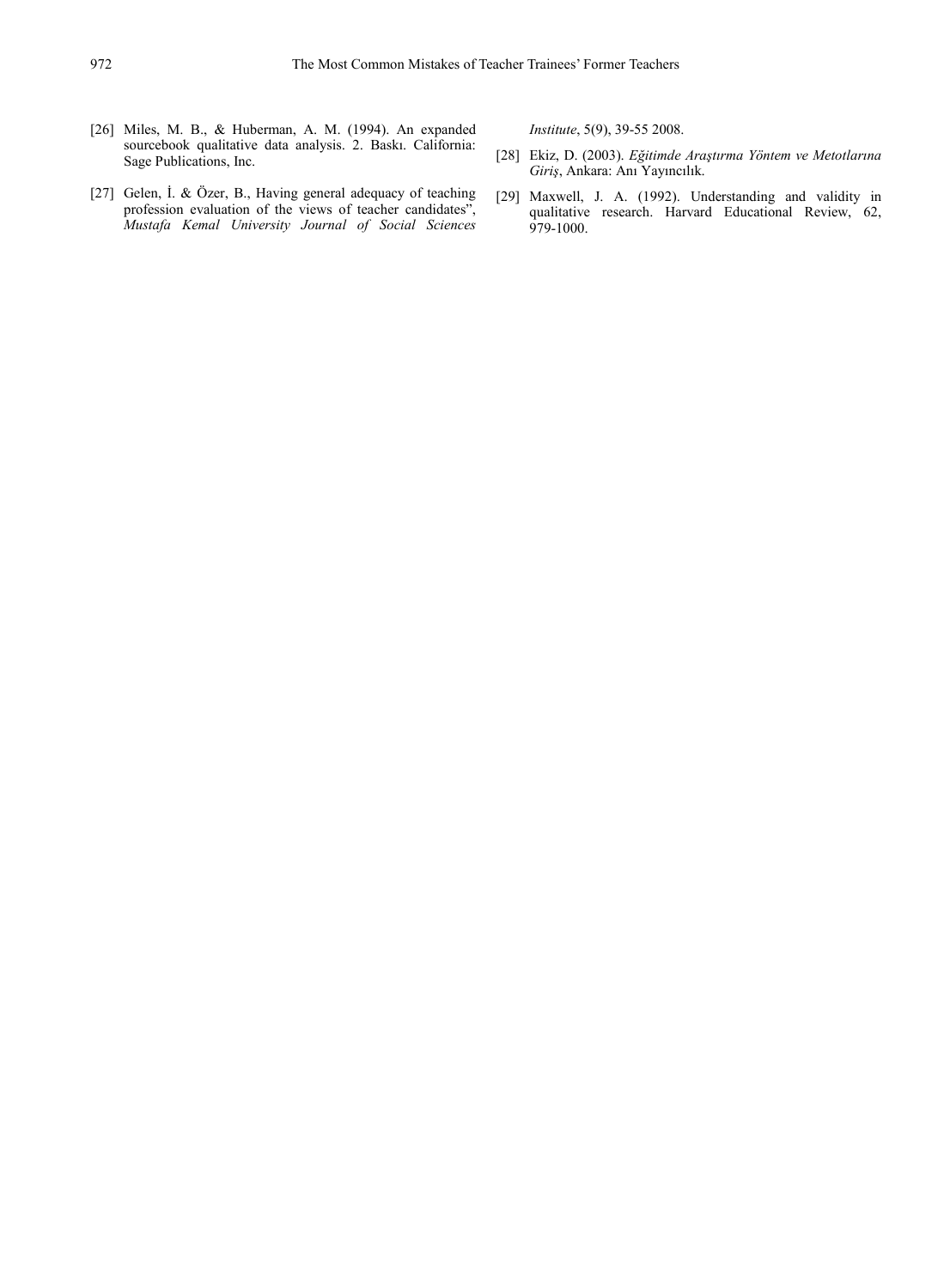[26] Miles, M. B., & Huberman, A. M. (1994). An expanded sourcebook qualitative data analysis. 2. Baskı. California: Sage Publications, Inc.

[27] Gelen, İ. & Özer, B., Having general adequacy of teaching profession evaluation of the views of teacher candidates", *Mustafa Kemal University Journal of Social Sciences Institute*, 5(9), 39-55 2008.

[28] Ekiz, D. (2003). *Eğitimde Araştırma Yöntem ve Metotlarına Giriş*, Ankara: Anı Yayıncılık.

[29] Maxwell, J. A. (1992). Understanding and validity in qualitative research. Harvard Educational Review, 62, 979-1000.